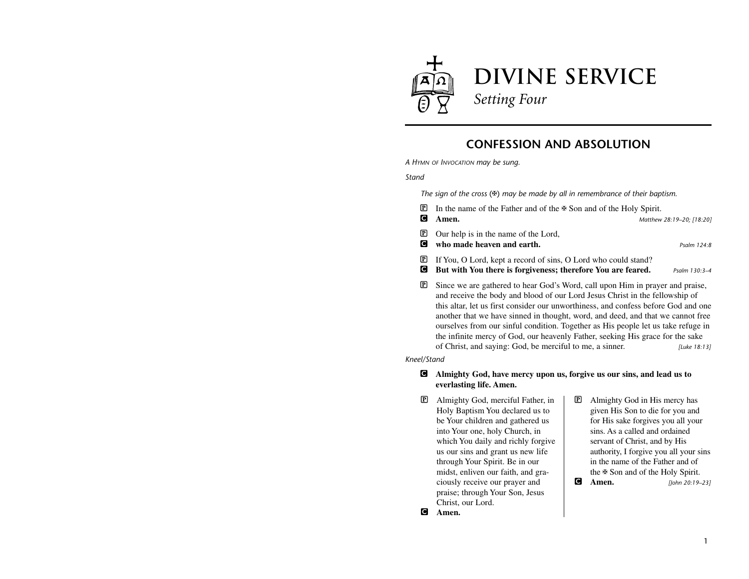# DIVINE SERVICE

*Setting Four*

## CONFESSION AND ABSOLUTION

*A Hymn of Invocation may be sung.*

*Stand*

*The sign of the cross (✠) may be made by all in remembrance of their baptism.*

P In the name of the Father and of the ✠ Son and of the Holy Spirit.
C **Amen.** *Matthew 28:19–20; [18:20]*

P Our help is in the name of the Lord,
C **who made heaven and earth.** *Psalm 124:8*

P If You, O Lord, kept a record of sins, O Lord who could stand?
C **But with You there is forgiveness; therefore You are feared.** *Psalm 130:3–4*

P Since we are gathered to hear God's Word, call upon Him in prayer and praise, and receive the body and blood of our Lord Jesus Christ in the fellowship of this altar, let us first consider our unworthiness, and confess before God and one another that we have sinned in thought, word, and deed, and that we cannot free ourselves from our sinful condition. Together as His people let us take refuge in the infinite mercy of God, our heavenly Father, seeking His grace for the sake of Christ, and saying: God, be merciful to me, a sinner. *[Luke 18:13]*

*Kneel/Stand*

C **Almighty God, have mercy upon us, forgive us our sins, and lead us to everlasting life. Amen.**

P Almighty God, merciful Father, in Holy Baptism You declared us to be Your children and gathered us into Your one, holy Church, in which You daily and richly forgive us our sins and grant us new life through Your Spirit. Be in our midst, enliven our faith, and graciously receive our prayer and praise; through Your Son, Jesus Christ, our Lord.
C **Amen.**

P Almighty God in His mercy has given His Son to die for you and for His sake forgives you all your sins. As a called and ordained servant of Christ, and by His authority, I forgive you all your sins in the name of the Father and of the ✠ Son and of the Holy Spirit.
C **Amen.** *[John 20:19–23]*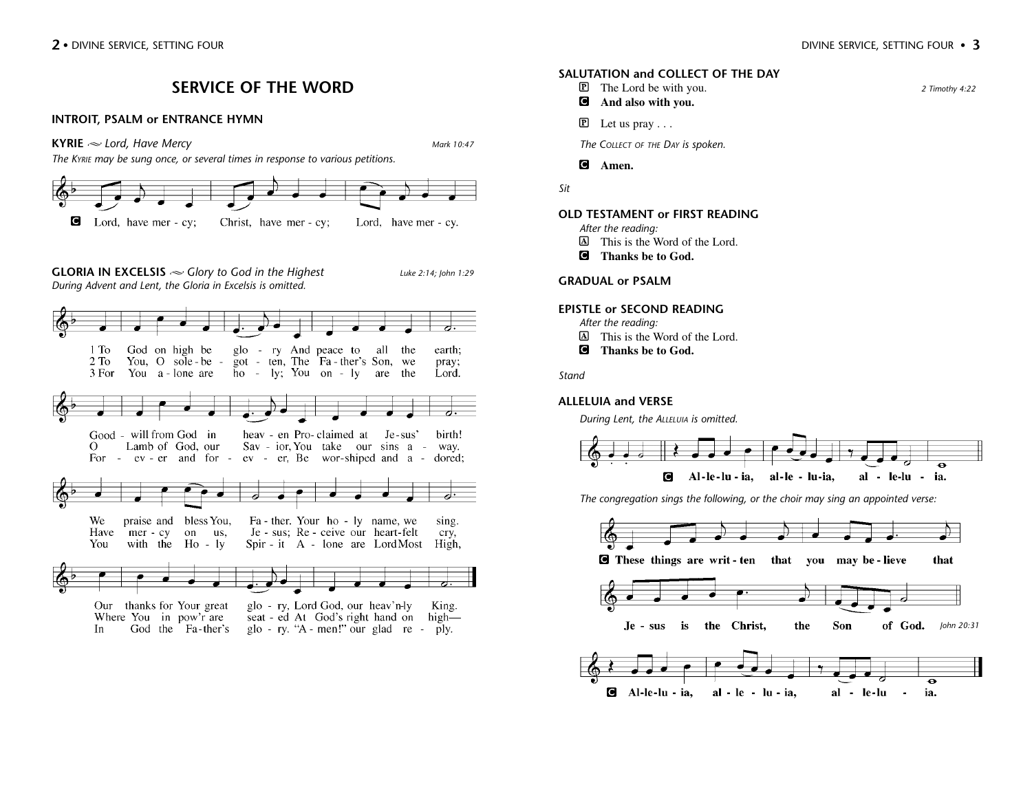## SERVICE OF THE WORD

### INTROIT, PSALM or ENTRANCE HYMN

### KYRIE ~ *Lord, Have Mercy*

*Mark 10:47*

*The Kyrie may be sung once, or several times in response to various petitions.*

**C** Lord, have mer - cy; Christ, have mer - cy; Lord, have mer - cy.

### GLORIA IN EXCELSIS ~ *Glory to God in the Highest*

*Luke 2:14; John 1:29*

*During Advent and Lent, the Gloria in Excelsis is omitted.*

1 To God on high be glo - ry And peace to all the earth;
Good - will from God in heav - en Pro- claimed at Je - sus' birth!
We praise and bless You, Fa - ther. Your ho - ly name, we sing.
Our thanks for Your great glo - ry, Lord God, our heav'n-ly King.

2 To You, O sole - be - got - ten, The Fa - ther's Son, we pray;
O Lamb of God, our Sav - ior, You take our sins a - way.
Have mer - cy on us, Je - sus; Re - ceive our heart-felt cry,
Where You in pow'r are seat - ed At God's right hand on high—

3 For You a - lone are ho - ly; You on - ly are the Lord.
For - ev - er and for - ev - er, Be wor-shiped and a - dored;
You with the Ho - ly Spir - it A - lone are Lord Most High,
In God the Fa - ther's glo - ry. "A - men!" our glad re - ply.

### SALUTATION and COLLECT OF THE DAY

*2 Timothy 4:22*

**P** The Lord be with you.
**C** **And also with you.**

**P** Let us pray . . .

*The Collect of the Day is spoken.*

**C** **Amen.**

*Sit*

### OLD TESTAMENT or FIRST READING

*After the reading:*
**A** This is the Word of the Lord.
**C** **Thanks be to God.**

### GRADUAL or PSALM

### EPISTLE or SECOND READING

*After the reading:*
**A** This is the Word of the Lord.
**C** **Thanks be to God.**

*Stand*

### ALLELUIA and VERSE

*During Lent, the Alleluia is omitted.*

**C** **Al-le-lu-ia, al-le-lu-ia, al-le-lu-ia.**

*The congregation sings the following, or the choir may sing an appointed verse:*

**C** **These things are writ - ten that you may be - lieve that Je - sus is the Christ, the Son of God.**

*John 20:31*

**C** **Al-le-lu - ia, al - le - lu - ia, al - le-lu - ia.**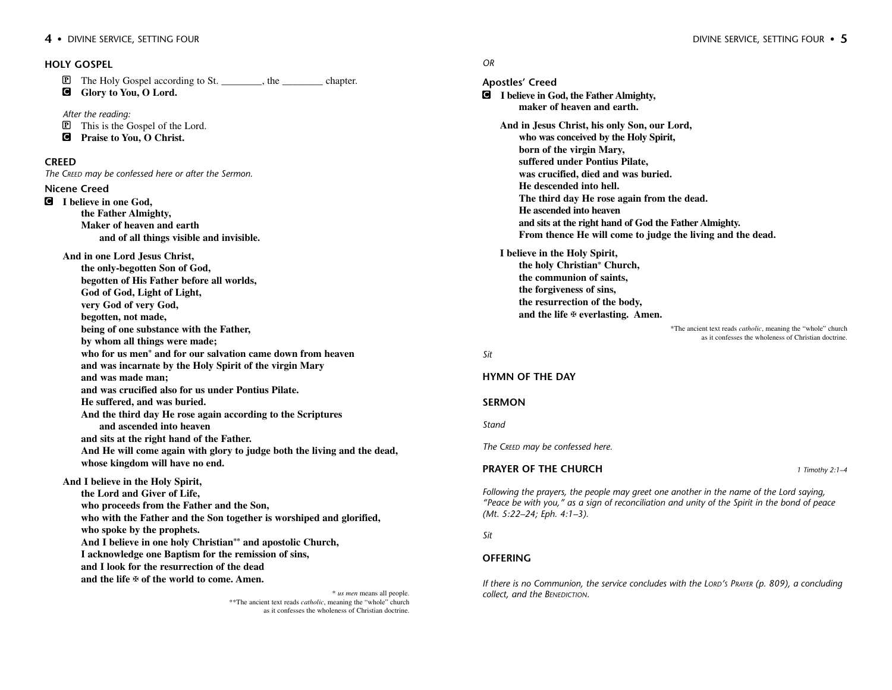## HOLY GOSPEL

P The Holy Gospel according to St. ________, the ________ chapter.
C **Glory to You, O Lord.**

*After the reading:*
P This is the Gospel of the Lord.
C **Praise to You, O Christ.**

## CREED

*The Creed may be confessed here or after the Sermon.*

### Nicene Creed

C **I believe in one God,**
**the Father Almighty,**
**Maker of heaven and earth**
**and of all things visible and invisible.**

**And in one Lord Jesus Christ,**
**the only-begotten Son of God,**
**begotten of His Father before all worlds,**
**God of God, Light of Light,**
**very God of very God,**
**begotten, not made,**
**being of one substance with the Father,**
**by whom all things were made;**
**who for us men* and for our salvation came down from heaven**
**and was incarnate by the Holy Spirit of the virgin Mary**
**and was made man;**
**and was crucified also for us under Pontius Pilate.**
**He suffered, and was buried.**
**And the third day He rose again according to the Scriptures**
**and ascended into heaven**
**and sits at the right hand of the Father.**
**And He will come again with glory to judge both the living and the dead,**
**whose kingdom will have no end.**

**And I believe in the Holy Spirit,**
**the Lord and Giver of Life,**
**who proceeds from the Father and the Son,**
**who with the Father and the Son together is worshiped and glorified,**
**who spoke by the prophets.**
**And I believe in one holy Christian** and apostolic Church,**
**I acknowledge one Baptism for the remission of sins,**
**and I look for the resurrection of the dead**
**and the life ✠ of the world to come. Amen.**

\* *us men* means all people.
\*\*The ancient text reads *catholic*, meaning the "whole" church as it confesses the wholeness of Christian doctrine.

*OR*

### Apostles' Creed

C **I believe in God, the Father Almighty,**
**maker of heaven and earth.**

**And in Jesus Christ, his only Son, our Lord,**
**who was conceived by the Holy Spirit,**
**born of the virgin Mary,**
**suffered under Pontius Pilate,**
**was crucified, died and was buried.**
**He descended into hell.**
**The third day He rose again from the dead.**
**He ascended into heaven**
**and sits at the right hand of God the Father Almighty.**
**From thence He will come to judge the living and the dead.**

**I believe in the Holy Spirit,**
**the holy Christian* Church,**
**the communion of saints,**
**the forgiveness of sins,**
**the resurrection of the body,**
**and the life ✠ everlasting. Amen.**

\*The ancient text reads *catholic*, meaning the "whole" church as it confesses the wholeness of Christian doctrine.

*Sit*

## HYMN OF THE DAY

## SERMON

*Stand*

*The Creed may be confessed here.*

## PRAYER OF THE CHURCH

*1 Timothy 2:1–4*

*Following the prayers, the people may greet one another in the name of the Lord saying, "Peace be with you," as a sign of reconciliation and unity of the Spirit in the bond of peace (Mt. 5:22–24; Eph. 4:1–3).*

*Sit*

## OFFERING

*If there is no Communion, the service concludes with the Lord's Prayer (p. 809), a concluding collect, and the Benediction.*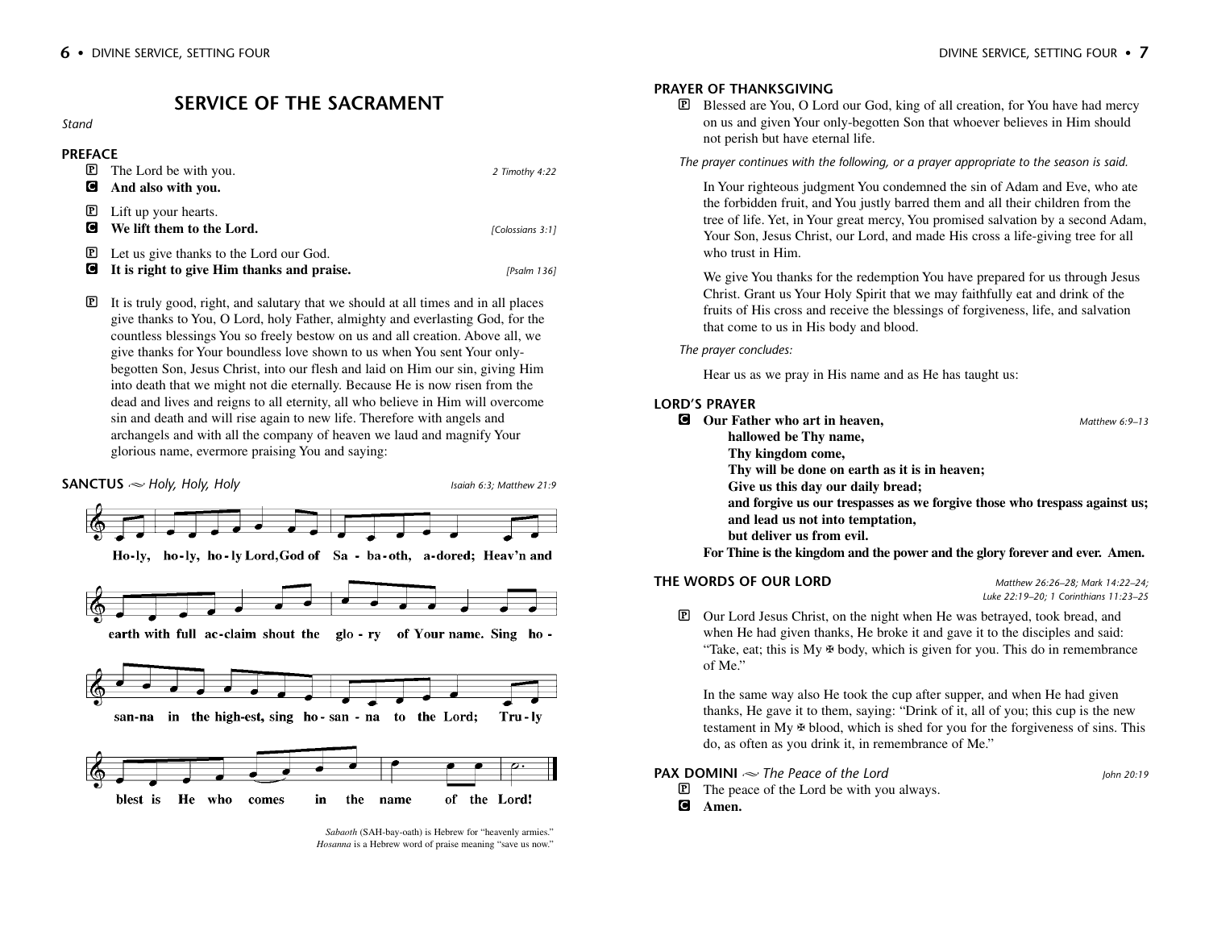# SERVICE OF THE SACRAMENT

*Stand*

### PREFACE

P The Lord be with you. *2 Timothy 4:22*
**C And also with you.**

P Lift up your hearts.
**C We lift them to the Lord.** *[Colossians 3:1]*

P Let us give thanks to the Lord our God.
**C It is right to give Him thanks and praise.** *[Psalm 136]*

P It is truly good, right, and salutary that we should at all times and in all places give thanks to You, O Lord, holy Father, almighty and everlasting God, for the countless blessings You so freely bestow on us and all creation. Above all, we give thanks for Your boundless love shown to us when You sent Your only-begotten Son, Jesus Christ, into our flesh and laid on Him our sin, giving Him into death that we might not die eternally. Because He is now risen from the dead and lives and reigns to all eternity, all who believe in Him will overcome sin and death and will rise again to new life. Therefore with angels and archangels and with all the company of heaven we laud and magnify Your glorious name, evermore praising You and saying:

### SANCTUS ~ *Holy, Holy, Holy*

*Isaiah 6:3; Matthew 21:9*

Ho-ly, ho-ly, ho-ly Lord, God of Sa-ba-oth, a-dored; Heav'n and earth with full ac-claim shout the glo-ry of Your name. Sing ho-san-na in the high-est, sing ho-san-na to the Lord; Tru-ly blest is He who comes in the name of the Lord!

*Sabaoth* (SAH-bay-oath) is Hebrew for "heavenly armies."
*Hosanna* is a Hebrew word of praise meaning "save us now."

### PRAYER OF THANKSGIVING

P Blessed are You, O Lord our God, king of all creation, for You have had mercy on us and given Your only-begotten Son that whoever believes in Him should not perish but have eternal life.

*The prayer continues with the following, or a prayer appropriate to the season is said.*

In Your righteous judgment You condemned the sin of Adam and Eve, who ate the forbidden fruit, and You justly barred them and all their children from the tree of life. Yet, in Your great mercy, You promised salvation by a second Adam, Your Son, Jesus Christ, our Lord, and made His cross a life-giving tree for all who trust in Him.

We give You thanks for the redemption You have prepared for us through Jesus Christ. Grant us Your Holy Spirit that we may faithfully eat and drink of the fruits of His cross and receive the blessings of forgiveness, life, and salvation that come to us in His body and blood.

*The prayer concludes:*

Hear us as we pray in His name and as He has taught us:

### LORD'S PRAYER

*Matthew 6:9–13*

**C Our Father who art in heaven,**
**hallowed be Thy name,**
**Thy kingdom come,**
**Thy will be done on earth as it is in heaven;**
**Give us this day our daily bread;**
**and forgive us our trespasses as we forgive those who trespass against us;**
**and lead us not into temptation,**
**but deliver us from evil.**
**For Thine is the kingdom and the power and the glory forever and ever. Amen.**

### THE WORDS OF OUR LORD

*Matthew 26:26–28; Mark 14:22–24; Luke 22:19–20; 1 Corinthians 11:23–25*

P Our Lord Jesus Christ, on the night when He was betrayed, took bread, and when He had given thanks, He broke it and gave it to the disciples and said: "Take, eat; this is My ✠ body, which is given for you. This do in remembrance of Me."

In the same way also He took the cup after supper, and when He had given thanks, He gave it to them, saying: "Drink of it, all of you; this cup is the new testament in My ✠ blood, which is shed for you for the forgiveness of sins. This do, as often as you drink it, in remembrance of Me."

### PAX DOMINI ~ *The Peace of the Lord*

*John 20:19*

P The peace of the Lord be with you always.
**C Amen.**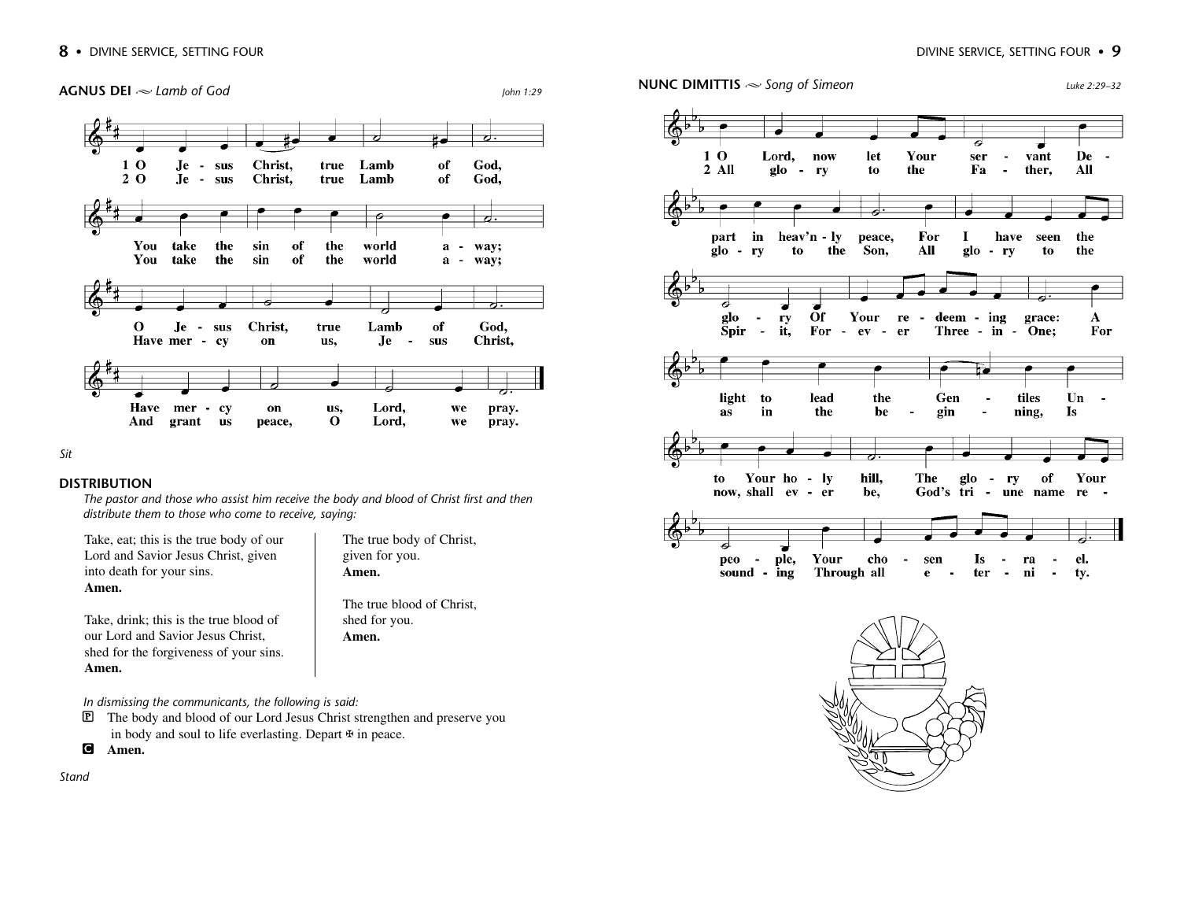## AGNUS DEI ~ *Lamb of God*

*John 1:29*

1 O Jesus Christ, true Lamb of God,
You take the sin of the world away;
O Jesus Christ, true Lamb of God,
Have mercy on us, Lord, we pray.

2 O Jesus Christ, true Lamb of God,
You take the sin of the world away;
Have mercy on us, Jesus Christ,
And grant us peace, O Lord, we pray.

*Sit*

## DISTRIBUTION

*The pastor and those who assist him receive the body and blood of Christ first and then distribute them to those who come to receive, saying:*

Take, eat; this is the true body of our Lord and Savior Jesus Christ, given into death for your sins.
**Amen.**

Take, drink; this is the true blood of our Lord and Savior Jesus Christ, shed for the forgiveness of your sins.
**Amen.**

The true body of Christ, given for you.
**Amen.**

The true blood of Christ, shed for you.
**Amen.**

*In dismissing the communicants, the following is said:*

P The body and blood of our Lord Jesus Christ strengthen and preserve you in body and soul to life everlasting. Depart ✠ in peace.

C **Amen.**

*Stand*

## NUNC DIMITTIS ~ *Song of Simeon*

*Luke 2:29–32*

1 O Lord, now let Your servant Depart in heav'nly peace, For I have seen the glory Of Your redeeming grace: A light to lead the Gentiles Unto Your holy hill, The glory of Your people, Your chosen Israel.

2 All glory to the Father, All glory to the Son, All glory to the Spirit, Forever Three-in-One; For as in the beginning, Is now, shall ever be, God's triune name resounding Through all eternity.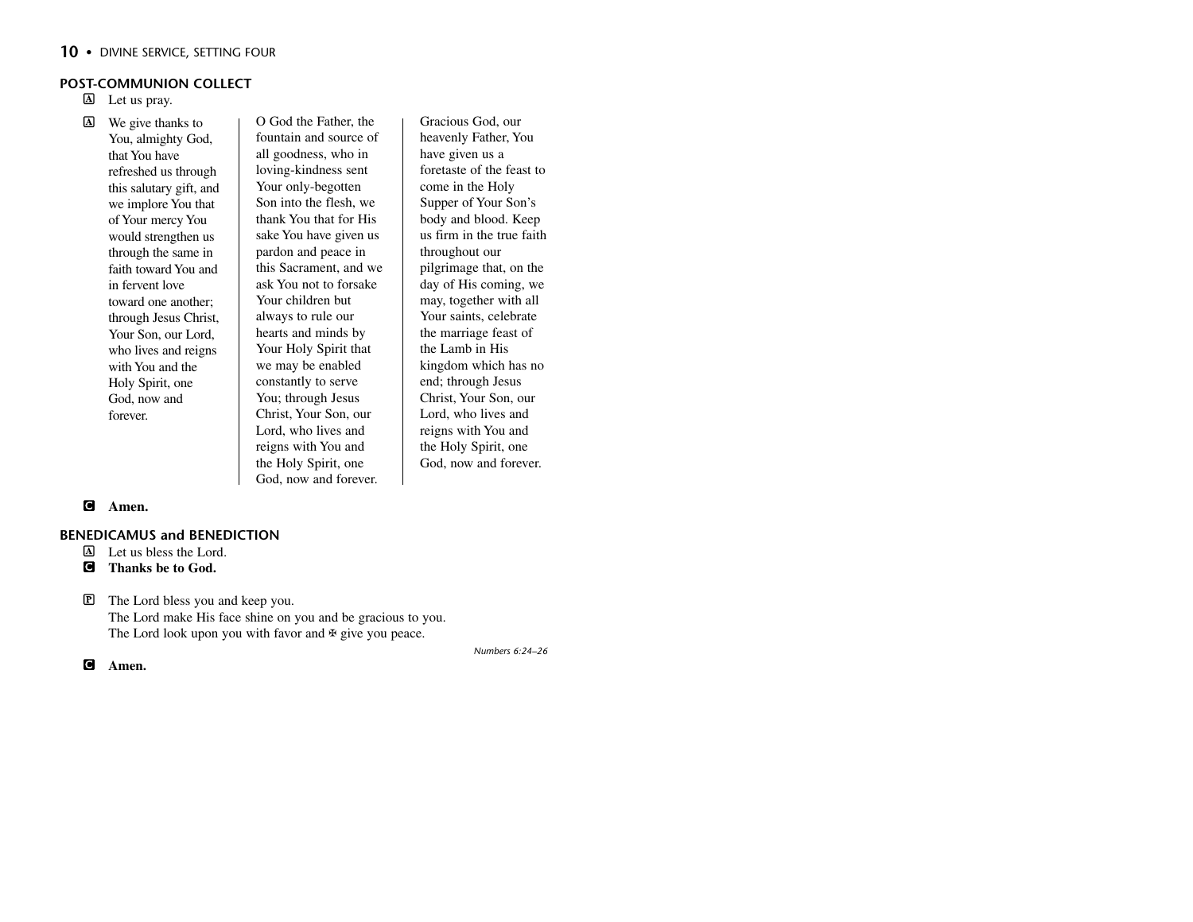## POST-COMMUNION COLLECT

A Let us pray.

A We give thanks to You, almighty God, that You have refreshed us through this salutary gift, and we implore You that of Your mercy You would strengthen us through the same in faith toward You and in fervent love toward one another; through Jesus Christ, Your Son, our Lord, who lives and reigns with You and the Holy Spirit, one God, now and forever.

O God the Father, the fountain and source of all goodness, who in loving-kindness sent Your only-begotten Son into the flesh, we thank You that for His sake You have given us pardon and peace in this Sacrament, and we ask You not to forsake Your children but always to rule our hearts and minds by Your Holy Spirit that we may be enabled constantly to serve You; through Jesus Christ, Your Son, our Lord, who lives and reigns with You and the Holy Spirit, one God, now and forever.

Gracious God, our heavenly Father, You have given us a foretaste of the feast to come in the Holy Supper of Your Son's body and blood. Keep us firm in the true faith throughout our pilgrimage that, on the day of His coming, we may, together with all Your saints, celebrate the marriage feast of the Lamb in His kingdom which has no end; through Jesus Christ, Your Son, our Lord, who lives and reigns with You and the Holy Spirit, one God, now and forever.

C **Amen.**

## BENEDICAMUS and BENEDICTION

A Let us bless the Lord.

C **Thanks be to God.**

P The Lord bless you and keep you.
The Lord make His face shine on you and be gracious to you.
The Lord look upon you with favor and ✠ give you peace.

*Numbers 6:24–26*

C **Amen.**